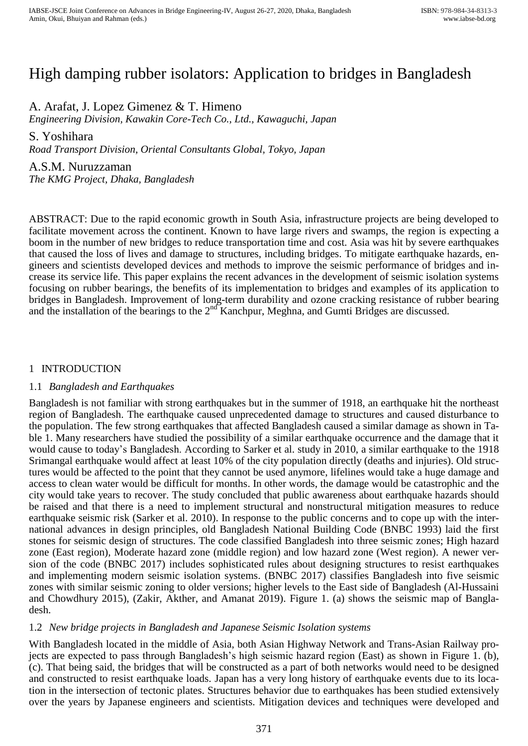# High damping rubber isolators: Application to bridges in Bangladesh

A. Arafat, J. Lopez Gimenez & T. Himeno
*Engineering Division, Kawakin Core-Tech Co., Ltd., Kawaguchi, Japan*

S. Yoshihara
*Road Transport Division, Oriental Consultants Global, Tokyo, Japan*

A.S.M. Nuruzzaman
*The KMG Project, Dhaka, Bangladesh*

ABSTRACT: Due to the rapid economic growth in South Asia, infrastructure projects are being developed to facilitate movement across the continent. Known to have large rivers and swamps, the region is expecting a boom in the number of new bridges to reduce transportation time and cost. Asia was hit by severe earthquakes that caused the loss of lives and damage to structures, including bridges. To mitigate earthquake hazards, engineers and scientists developed devices and methods to improve the seismic performance of bridges and increase its service life. This paper explains the recent advances in the development of seismic isolation systems focusing on rubber bearings, the benefits of its implementation to bridges and examples of its application to bridges in Bangladesh. Improvement of long-term durability and ozone cracking resistance of rubber bearing and the installation of the bearings to the 2nd Kanchpur, Meghna, and Gumti Bridges are discussed.

## 1 INTRODUCTION

### 1.1 *Bangladesh and Earthquakes*

Bangladesh is not familiar with strong earthquakes but in the summer of 1918, an earthquake hit the northeast region of Bangladesh. The earthquake caused unprecedented damage to structures and caused disturbance to the population. The few strong earthquakes that affected Bangladesh caused a similar damage as shown in Table 1. Many researchers have studied the possibility of a similar earthquake occurrence and the damage that it would cause to today's Bangladesh. According to Sarker et al. study in 2010, a similar earthquake to the 1918 Srimangal earthquake would affect at least 10% of the city population directly (deaths and injuries). Old structures would be affected to the point that they cannot be used anymore, lifelines would take a huge damage and access to clean water would be difficult for months. In other words, the damage would be catastrophic and the city would take years to recover. The study concluded that public awareness about earthquake hazards should be raised and that there is a need to implement structural and nonstructural mitigation measures to reduce earthquake seismic risk (Sarker et al. 2010). In response to the public concerns and to cope up with the international advances in design principles, old Bangladesh National Building Code (BNBC 1993) laid the first stones for seismic design of structures. The code classified Bangladesh into three seismic zones; High hazard zone (East region), Moderate hazard zone (middle region) and low hazard zone (West region). A newer version of the code (BNBC 2017) includes sophisticated rules about designing structures to resist earthquakes and implementing modern seismic isolation systems. (BNBC 2017) classifies Bangladesh into five seismic zones with similar seismic zoning to older versions; higher levels to the East side of Bangladesh (Al-Hussaini and Chowdhury 2015), (Zakir, Akther, and Amanat 2019). Figure 1. (a) shows the seismic map of Bangladesh.

### 1.2 *New bridge projects in Bangladesh and Japanese Seismic Isolation systems*

With Bangladesh located in the middle of Asia, both Asian Highway Network and Trans-Asian Railway projects are expected to pass through Bangladesh's high seismic hazard region (East) as shown in Figure 1. (b), (c). That being said, the bridges that will be constructed as a part of both networks would need to be designed and constructed to resist earthquake loads. Japan has a very long history of earthquake events due to its location in the intersection of tectonic plates. Structures behavior due to earthquakes has been studied extensively over the years by Japanese engineers and scientists. Mitigation devices and techniques were developed and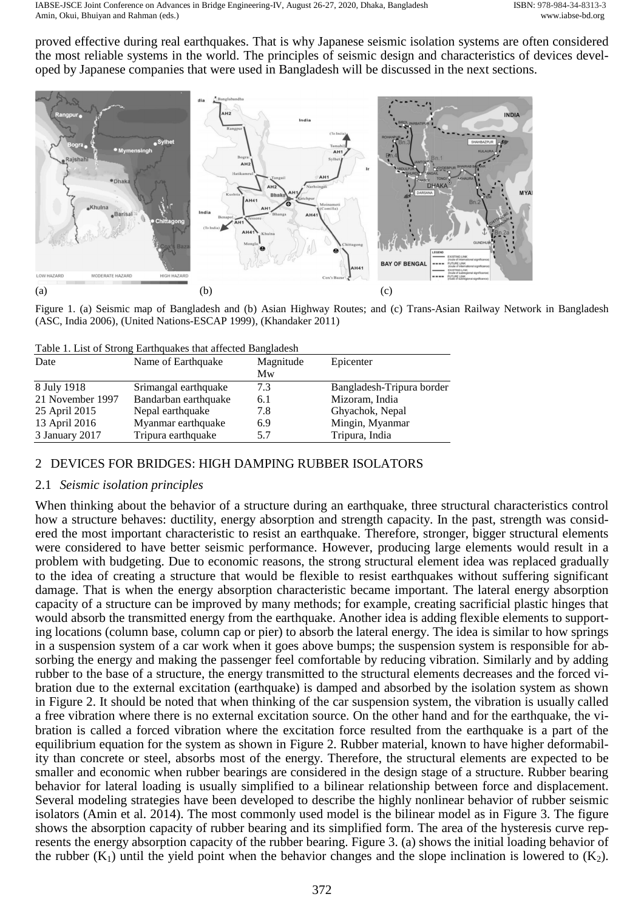proved effective during real earthquakes. That is why Japanese seismic isolation systems are often considered the most reliable systems in the world. The principles of seismic design and characteristics of devices developed by Japanese companies that were used in Bangladesh will be discussed in the next sections.

Figure 1. (a) Seismic map of Bangladesh and (b) Asian Highway Routes; and (c) Trans-Asian Railway Network in Bangladesh (ASC, India 2006), (United Nations-ESCAP 1999), (Khandaker 2011)

Table 1. List of Strong Earthquakes that affected Bangladesh

| Date | Name of Earthquake | Magnitude Mw | Epicenter |
|---|---|---|---|
| 8 July 1918 | Srimangal earthquake | 7.3 | Bangladesh-Tripura border |
| 21 November 1997 | Bandarban earthquake | 6.1 | Mizoram, India |
| 25 April 2015 | Nepal earthquake | 7.8 | Ghyachok, Nepal |
| 13 April 2016 | Myanmar earthquake | 6.9 | Mingin, Myanmar |
| 3 January 2017 | Tripura earthquake | 5.7 | Tripura, India |

## 2 DEVICES FOR BRIDGES: HIGH DAMPING RUBBER ISOLATORS

### 2.1 *Seismic isolation principles*

When thinking about the behavior of a structure during an earthquake, three structural characteristics control how a structure behaves: ductility, energy absorption and strength capacity. In the past, strength was considered the most important characteristic to resist an earthquake. Therefore, stronger, bigger structural elements were considered to have better seismic performance. However, producing large elements would result in a problem with budgeting. Due to economic reasons, the strong structural element idea was replaced gradually to the idea of creating a structure that would be flexible to resist earthquakes without suffering significant damage. That is when the energy absorption characteristic became important. The lateral energy absorption capacity of a structure can be improved by many methods; for example, creating sacrificial plastic hinges that would absorb the transmitted energy from the earthquake. Another idea is adding flexible elements to supporting locations (column base, column cap or pier) to absorb the lateral energy. The idea is similar to how springs in a suspension system of a car work when it goes above bumps; the suspension system is responsible for absorbing the energy and making the passenger feel comfortable by reducing vibration. Similarly and by adding rubber to the base of a structure, the energy transmitted to the structural elements decreases and the forced vibration due to the external excitation (earthquake) is damped and absorbed by the isolation system as shown in Figure 2. It should be noted that when thinking of the car suspension system, the vibration is usually called a free vibration where there is no external excitation source. On the other hand and for the earthquake, the vibration is called a forced vibration where the excitation force resulted from the earthquake is a part of the equilibrium equation for the system as shown in Figure 2. Rubber material, known to have higher deformability than concrete or steel, absorbs most of the energy. Therefore, the structural elements are expected to be smaller and economic when rubber bearings are considered in the design stage of a structure. Rubber bearing behavior for lateral loading is usually simplified to a bilinear relationship between force and displacement. Several modeling strategies have been developed to describe the highly nonlinear behavior of rubber seismic isolators (Amin et al. 2014). The most commonly used model is the bilinear model as in Figure 3. The figure shows the absorption capacity of rubber bearing and its simplified form. The area of the hysteresis curve represents the energy absorption capacity of the rubber bearing. Figure 3. (a) shows the initial loading behavior of the rubber ($K_1$) until the yield point when the behavior changes and the slope inclination is lowered to ($K_2$).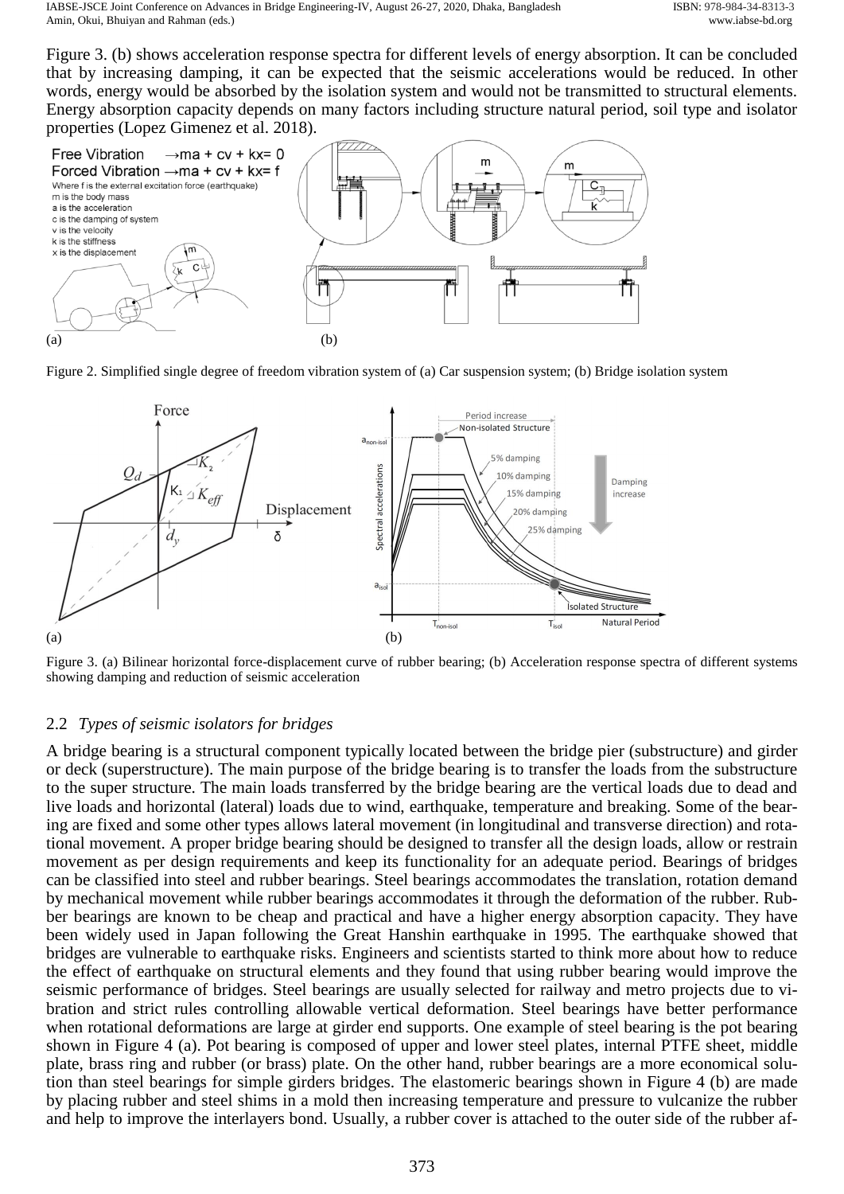Figure 3. (b) shows acceleration response spectra for different levels of energy absorption. It can be concluded that by increasing damping, it can be expected that the seismic accelerations would be reduced. In other words, energy would be absorbed by the isolation system and would not be transmitted to structural elements. Energy absorption capacity depends on many factors including structure natural period, soil type and isolator properties (Lopez Gimenez et al. 2018).

Figure 2. Simplified single degree of freedom vibration system of (a) Car suspension system; (b) Bridge isolation system

Figure 3. (a) Bilinear horizontal force-displacement curve of rubber bearing; (b) Acceleration response spectra of different systems showing damping and reduction of seismic acceleration

## 2.2 *Types of seismic isolators for bridges*

A bridge bearing is a structural component typically located between the bridge pier (substructure) and girder or deck (superstructure). The main purpose of the bridge bearing is to transfer the loads from the substructure to the super structure. The main loads transferred by the bridge bearing are the vertical loads due to dead and live loads and horizontal (lateral) loads due to wind, earthquake, temperature and breaking. Some of the bearing are fixed and some other types allows lateral movement (in longitudinal and transverse direction) and rotational movement. A proper bridge bearing should be designed to transfer all the design loads, allow or restrain movement as per design requirements and keep its functionality for an adequate period. Bearings of bridges can be classified into steel and rubber bearings. Steel bearings accommodates the translation, rotation demand by mechanical movement while rubber bearings accommodates it through the deformation of the rubber. Rubber bearings are known to be cheap and practical and have a higher energy absorption capacity. They have been widely used in Japan following the Great Hanshin earthquake in 1995. The earthquake showed that bridges are vulnerable to earthquake risks. Engineers and scientists started to think more about how to reduce the effect of earthquake on structural elements and they found that using rubber bearing would improve the seismic performance of bridges. Steel bearings are usually selected for railway and metro projects due to vibration and strict rules controlling allowable vertical deformation. Steel bearings have better performance when rotational deformations are large at girder end supports. One example of steel bearing is the pot bearing shown in Figure 4 (a). Pot bearing is composed of upper and lower steel plates, internal PTFE sheet, middle plate, brass ring and rubber (or brass) plate. On the other hand, rubber bearings are a more economical solution than steel bearings for simple girders bridges. The elastomeric bearings shown in Figure 4 (b) are made by placing rubber and steel shims in a mold then increasing temperature and pressure to vulcanize the rubber and help to improve the interlayers bond. Usually, a rubber cover is attached to the outer side of the rubber af-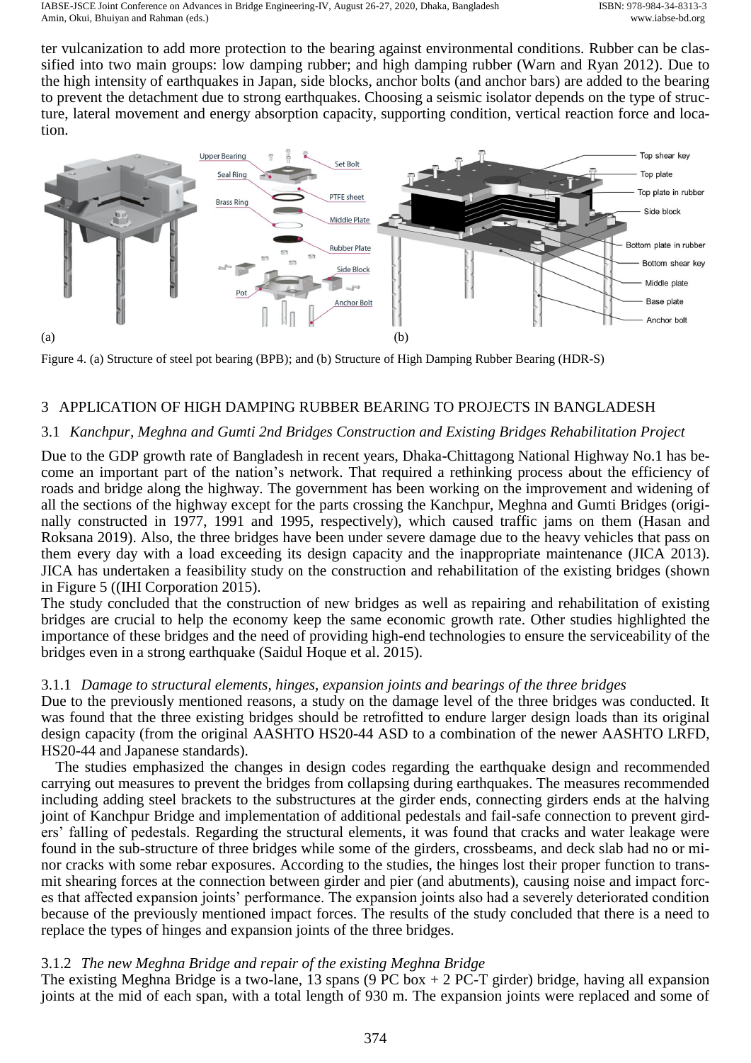ter vulcanization to add more protection to the bearing against environmental conditions. Rubber can be classified into two main groups: low damping rubber; and high damping rubber (Warn and Ryan 2012). Due to the high intensity of earthquakes in Japan, side blocks, anchor bolts (and anchor bars) are added to the bearing to prevent the detachment due to strong earthquakes. Choosing a seismic isolator depends on the type of structure, lateral movement and energy absorption capacity, supporting condition, vertical reaction force and location.

Figure 4. (a) Structure of steel pot bearing (BPB); and (b) Structure of High Damping Rubber Bearing (HDR-S)

## 3 APPLICATION OF HIGH DAMPING RUBBER BEARING TO PROJECTS IN BANGLADESH

### 3.1 *Kanchpur, Meghna and Gumti 2nd Bridges Construction and Existing Bridges Rehabilitation Project*

Due to the GDP growth rate of Bangladesh in recent years, Dhaka-Chittagong National Highway No.1 has become an important part of the nation's network. That required a rethinking process about the efficiency of roads and bridge along the highway. The government has been working on the improvement and widening of all the sections of the highway except for the parts crossing the Kanchpur, Meghna and Gumti Bridges (originally constructed in 1977, 1991 and 1995, respectively), which caused traffic jams on them (Hasan and Roksana 2019). Also, the three bridges have been under severe damage due to the heavy vehicles that pass on them every day with a load exceeding its design capacity and the inappropriate maintenance (JICA 2013). JICA has undertaken a feasibility study on the construction and rehabilitation of the existing bridges (shown in Figure 5 ((IHI Corporation 2015).

The study concluded that the construction of new bridges as well as repairing and rehabilitation of existing bridges are crucial to help the economy keep the same economic growth rate. Other studies highlighted the importance of these bridges and the need of providing high-end technologies to ensure the serviceability of the bridges even in a strong earthquake (Saidul Hoque et al. 2015).

#### 3.1.1 *Damage to structural elements, hinges, expansion joints and bearings of the three bridges*

Due to the previously mentioned reasons, a study on the damage level of the three bridges was conducted. It was found that the three existing bridges should be retrofitted to endure larger design loads than its original design capacity (from the original AASHTO HS20-44 ASD to a combination of the newer AASHTO LRFD, HS20-44 and Japanese standards).

The studies emphasized the changes in design codes regarding the earthquake design and recommended carrying out measures to prevent the bridges from collapsing during earthquakes. The measures recommended including adding steel brackets to the substructures at the girder ends, connecting girders ends at the halving joint of Kanchpur Bridge and implementation of additional pedestals and fail-safe connection to prevent girders' falling of pedestals. Regarding the structural elements, it was found that cracks and water leakage were found in the sub-structure of three bridges while some of the girders, crossbeams, and deck slab had no or minor cracks with some rebar exposures. According to the studies, the hinges lost their proper function to transmit shearing forces at the connection between girder and pier (and abutments), causing noise and impact forces that affected expansion joints' performance. The expansion joints also had a severely deteriorated condition because of the previously mentioned impact forces. The results of the study concluded that there is a need to replace the types of hinges and expansion joints of the three bridges.

#### 3.1.2 *The new Meghna Bridge and repair of the existing Meghna Bridge*

The existing Meghna Bridge is a two-lane, 13 spans (9 PC box + 2 PC-T girder) bridge, having all expansion joints at the mid of each span, with a total length of 930 m. The expansion joints were replaced and some of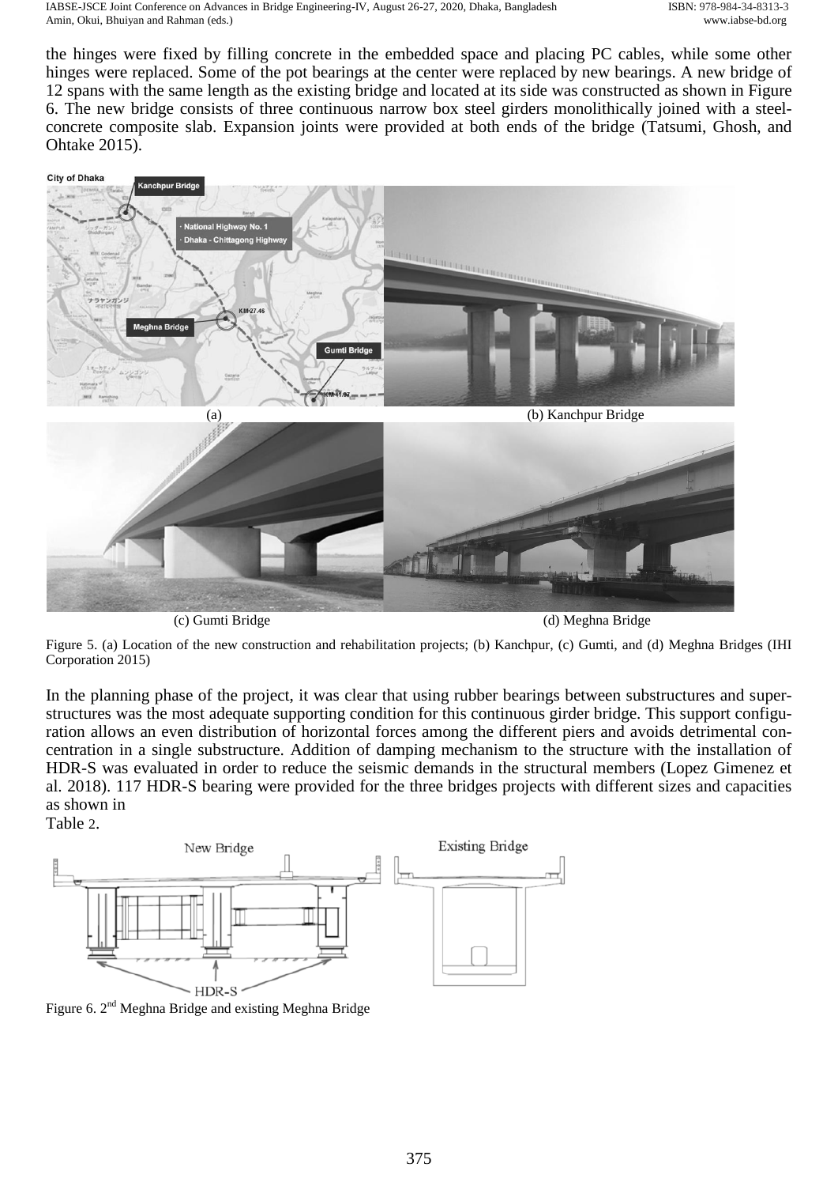the hinges were fixed by filling concrete in the embedded space and placing PC cables, while some other hinges were replaced. Some of the pot bearings at the center were replaced by new bearings. A new bridge of 12 spans with the same length as the existing bridge and located at its side was constructed as shown in Figure 6. The new bridge consists of three continuous narrow box steel girders monolithically joined with a steel-concrete composite slab. Expansion joints were provided at both ends of the bridge (Tatsumi, Ghosh, and Ohtake 2015).

(a) (b) Kanchpur Bridge

(c) Gumti Bridge (d) Meghna Bridge

Figure 5. (a) Location of the new construction and rehabilitation projects; (b) Kanchpur, (c) Gumti, and (d) Meghna Bridges (IHI Corporation 2015)

In the planning phase of the project, it was clear that using rubber bearings between substructures and superstructures was the most adequate supporting condition for this continuous girder bridge. This support configuration allows an even distribution of horizontal forces among the different piers and avoids detrimental concentration in a single substructure. Addition of damping mechanism to the structure with the installation of HDR-S was evaluated in order to reduce the seismic demands in the structural members (Lopez Gimenez et al. 2018). 117 HDR-S bearing were provided for the three bridges projects with different sizes and capacities as shown in Table 2.

Figure 6. 2[nd] Meghna Bridge and existing Meghna Bridge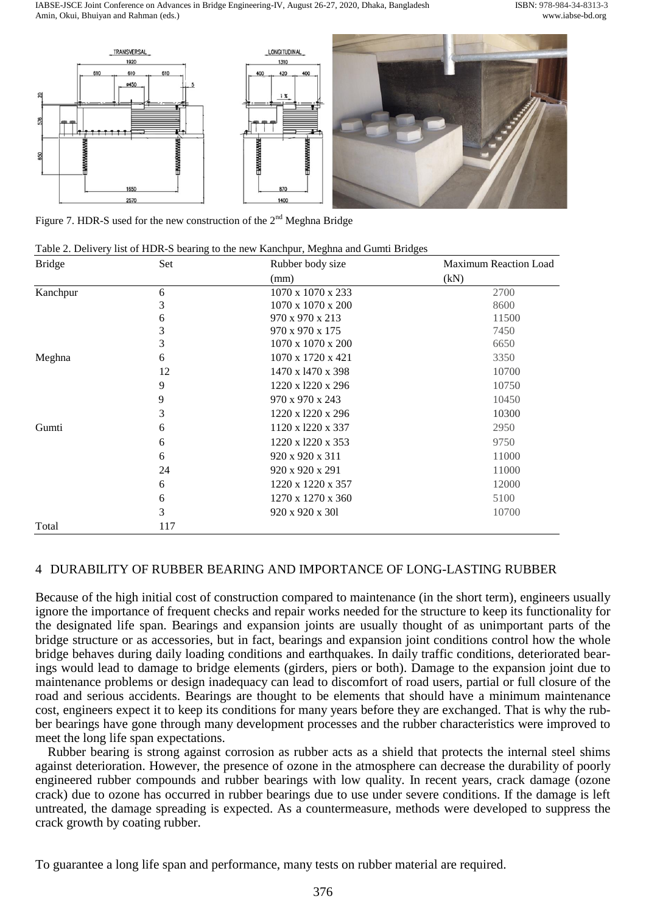Figure 7. HDR-S used for the new construction of the 2nd Meghna Bridge

Table 2. Delivery list of HDR-S bearing to the new Kanchpur, Meghna and Gumti Bridges

| Bridge | Set | Rubber body size (mm) | Maximum Reaction Load (kN) |
|---|---|---|---|
| Kanchpur | 6 | 1070 x 1070 x 233 | 2700 |
| | 3 | 1070 x 1070 x 200 | 8600 |
| | 6 | 970 x 970 x 213 | 11500 |
| | 3 | 970 x 970 x 175 | 7450 |
| | 3 | 1070 x 1070 x 200 | 6650 |
| Meghna | 6 | 1070 x 1720 x 421 | 3350 |
| | 12 | 1470 x l470 x 398 | 10700 |
| | 9 | 1220 x l220 x 296 | 10750 |
| | 9 | 970 x 970 x 243 | 10450 |
| | 3 | 1220 x l220 x 296 | 10300 |
| Gumti | 6 | 1120 x l220 x 337 | 2950 |
| | 6 | 1220 x l220 x 353 | 9750 |
| | 6 | 920 x 920 x 311 | 11000 |
| | 24 | 920 x 920 x 291 | 11000 |
| | 6 | 1220 x 1220 x 357 | 12000 |
| | 6 | 1270 x 1270 x 360 | 5100 |
| | 3 | 920 x 920 x 30l | 10700 |
| Total | 117 | | |

## 4 DURABILITY OF RUBBER BEARING AND IMPORTANCE OF LONG-LASTING RUBBER

Because of the high initial cost of construction compared to maintenance (in the short term), engineers usually ignore the importance of frequent checks and repair works needed for the structure to keep its functionality for the designated life span. Bearings and expansion joints are usually thought of as unimportant parts of the bridge structure or as accessories, but in fact, bearings and expansion joint conditions control how the whole bridge behaves during daily loading conditions and earthquakes. In daily traffic conditions, deteriorated bearings would lead to damage to bridge elements (girders, piers or both). Damage to the expansion joint due to maintenance problems or design inadequacy can lead to discomfort of road users, partial or full closure of the road and serious accidents. Bearings are thought to be elements that should have a minimum maintenance cost, engineers expect it to keep its conditions for many years before they are exchanged. That is why the rubber bearings have gone through many development processes and the rubber characteristics were improved to meet the long life span expectations.

Rubber bearing is strong against corrosion as rubber acts as a shield that protects the internal steel shims against deterioration. However, the presence of ozone in the atmosphere can decrease the durability of poorly engineered rubber compounds and rubber bearings with low quality. In recent years, crack damage (ozone crack) due to ozone has occurred in rubber bearings due to use under severe conditions. If the damage is left untreated, the damage spreading is expected. As a countermeasure, methods were developed to suppress the crack growth by coating rubber.

To guarantee a long life span and performance, many tests on rubber material are required.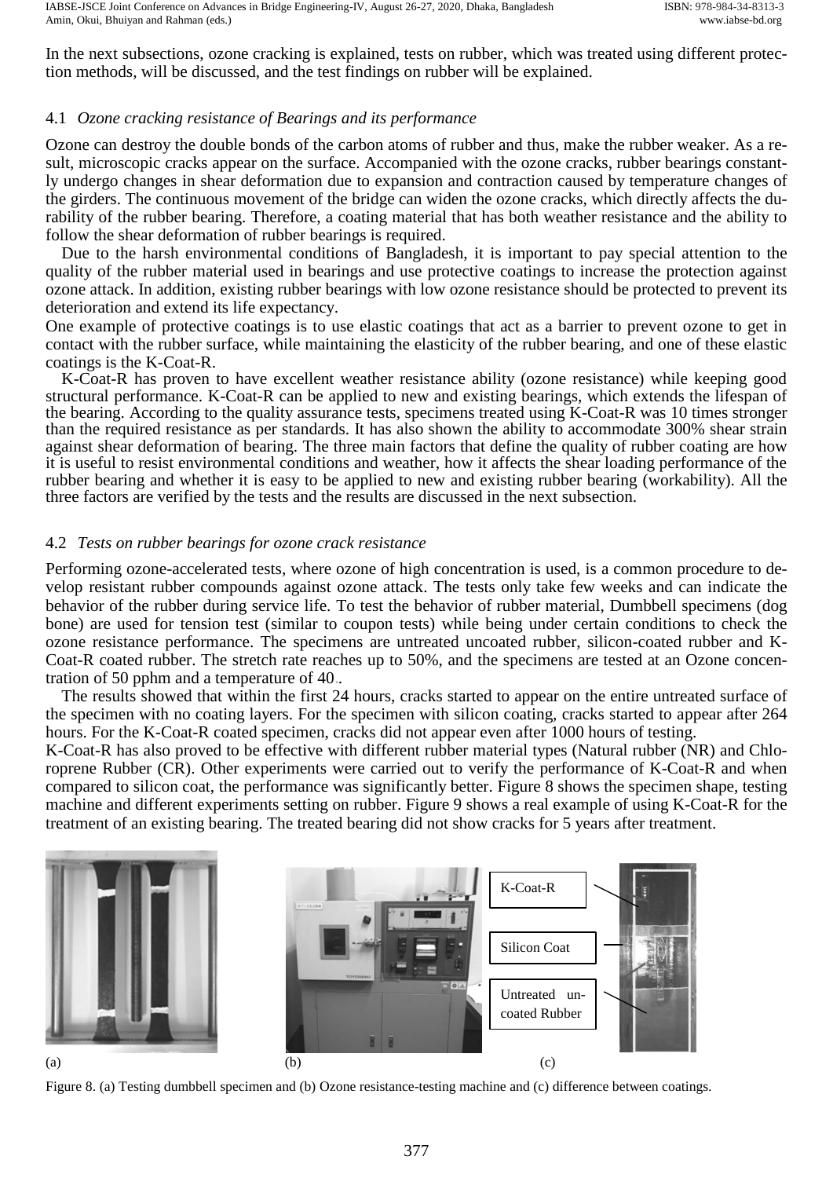In the next subsections, ozone cracking is explained, tests on rubber, which was treated using different protection methods, will be discussed, and the test findings on rubber will be explained.

### 4.1 *Ozone cracking resistance of Bearings and its performance*

Ozone can destroy the double bonds of the carbon atoms of rubber and thus, make the rubber weaker. As a result, microscopic cracks appear on the surface. Accompanied with the ozone cracks, rubber bearings constantly undergo changes in shear deformation due to expansion and contraction caused by temperature changes of the girders. The continuous movement of the bridge can widen the ozone cracks, which directly affects the durability of the rubber bearing. Therefore, a coating material that has both weather resistance and the ability to follow the shear deformation of rubber bearings is required.

Due to the harsh environmental conditions of Bangladesh, it is important to pay special attention to the quality of the rubber material used in bearings and use protective coatings to increase the protection against ozone attack. In addition, existing rubber bearings with low ozone resistance should be protected to prevent its deterioration and extend its life expectancy.

One example of protective coatings is to use elastic coatings that act as a barrier to prevent ozone to get in contact with the rubber surface, while maintaining the elasticity of the rubber bearing, and one of these elastic coatings is the K-Coat-R.

K-Coat-R has proven to have excellent weather resistance ability (ozone resistance) while keeping good structural performance. K-Coat-R can be applied to new and existing bearings, which extends the lifespan of the bearing. According to the quality assurance tests, specimens treated using K-Coat-R was 10 times stronger than the required resistance as per standards. It has also shown the ability to accommodate 300% shear strain against shear deformation of bearing. The three main factors that define the quality of rubber coating are how it is useful to resist environmental conditions and weather, how it affects the shear loading performance of the rubber bearing and whether it is easy to be applied to new and existing rubber bearing (workability). All the three factors are verified by the tests and the results are discussed in the next subsection.

### 4.2 *Tests on rubber bearings for ozone crack resistance*

Performing ozone-accelerated tests, where ozone of high concentration is used, is a common procedure to develop resistant rubber compounds against ozone attack. The tests only take few weeks and can indicate the behavior of the rubber during service life. To test the behavior of rubber material, Dumbbell specimens (dog bone) are used for tension test (similar to coupon tests) while being under certain conditions to check the ozone resistance performance. The specimens are untreated uncoated rubber, silicon-coated rubber and K-Coat-R coated rubber. The stretch rate reaches up to 50%, and the specimens are tested at an Ozone concentration of 50 pphm and a temperature of 40℃.

The results showed that within the first 24 hours, cracks started to appear on the entire untreated surface of the specimen with no coating layers. For the specimen with silicon coating, cracks started to appear after 264 hours. For the K-Coat-R coated specimen, cracks did not appear even after 1000 hours of testing.

K-Coat-R has also proved to be effective with different rubber material types (Natural rubber (NR) and Chloroprene Rubber (CR). Other experiments were carried out to verify the performance of K-Coat-R and when compared to silicon coat, the performance was significantly better. Figure 8 shows the specimen shape, testing machine and different experiments setting on rubber. Figure 9 shows a real example of using K-Coat-R for the treatment of an existing bearing. The treated bearing did not show cracks for 5 years after treatment.

(a) (b) (c)

K-Coat-R
Silicon Coat
Untreated uncoated Rubber

Figure 8. (a) Testing dumbbell specimen and (b) Ozone resistance-testing machine and (c) difference between coatings.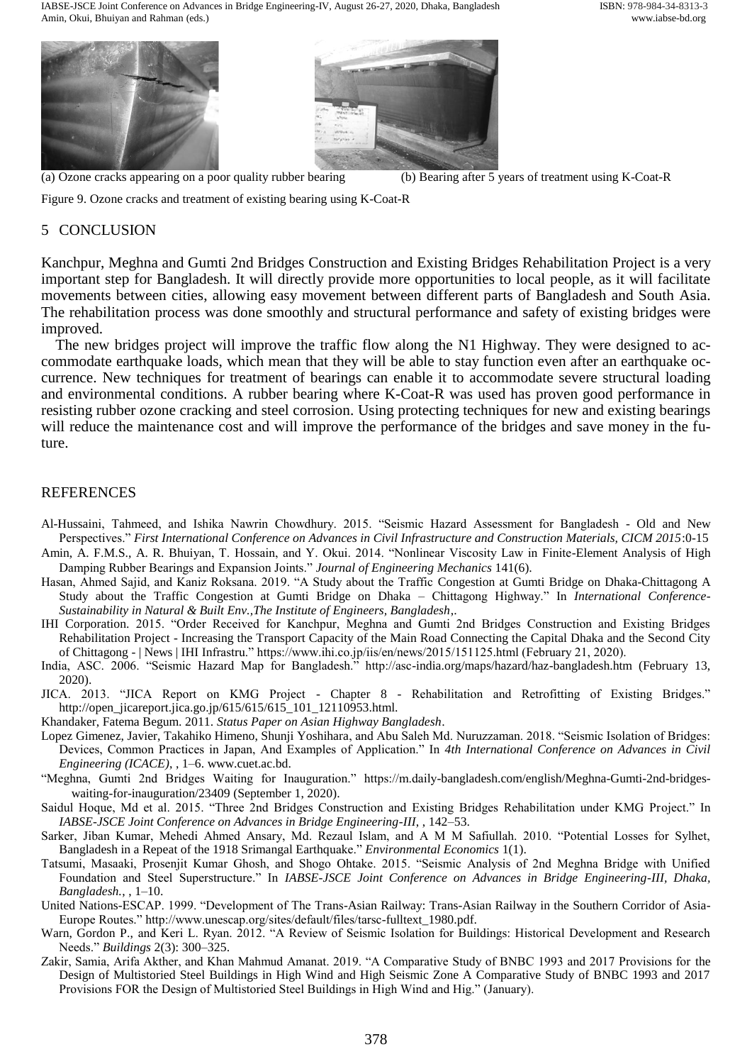(a) Ozone cracks appearing on a poor quality rubber bearing

(b) Bearing after 5 years of treatment using K-Coat-R

Figure 9. Ozone cracks and treatment of existing bearing using K-Coat-R

## 5 CONCLUSION

Kanchpur, Meghna and Gumti 2nd Bridges Construction and Existing Bridges Rehabilitation Project is a very important step for Bangladesh. It will directly provide more opportunities to local people, as it will facilitate movements between cities, allowing easy movement between different parts of Bangladesh and South Asia. The rehabilitation process was done smoothly and structural performance and safety of existing bridges were improved.

The new bridges project will improve the traffic flow along the N1 Highway. They were designed to accommodate earthquake loads, which mean that they will be able to stay function even after an earthquake occurrence. New techniques for treatment of bearings can enable it to accommodate severe structural loading and environmental conditions. A rubber bearing where K-Coat-R was used has proven good performance in resisting rubber ozone cracking and steel corrosion. Using protecting techniques for new and existing bearings will reduce the maintenance cost and will improve the performance of the bridges and save money in the future.

## REFERENCES

Al-Hussaini, Tahmeed, and Ishika Nawrin Chowdhury. 2015. "Seismic Hazard Assessment for Bangladesh - Old and New Perspectives." *First International Conference on Advances in Civil Infrastructure and Construction Materials, CICM 2015*:0-15

Amin, A. F.M.S., A. R. Bhuiyan, T. Hossain, and Y. Okui. 2014. "Nonlinear Viscosity Law in Finite-Element Analysis of High Damping Rubber Bearings and Expansion Joints." *Journal of Engineering Mechanics* 141(6).

Hasan, Ahmed Sajid, and Kaniz Roksana. 2019. "A Study about the Traffic Congestion at Gumti Bridge on Dhaka-Chittagong A Study about the Traffic Congestion at Gumti Bridge on Dhaka – Chittagong Highway." In *International Conference-Sustainability in Natural & Built Env.,The Institute of Engineers, Bangladesh,*.

IHI Corporation. 2015. "Order Received for Kanchpur, Meghna and Gumti 2nd Bridges Construction and Existing Bridges Rehabilitation Project - Increasing the Transport Capacity of the Main Road Connecting the Capital Dhaka and the Second City of Chittagong - | News | IHI Infrastru." https://www.ihi.co.jp/iis/en/news/2015/151125.html (February 21, 2020).

India, ASC. 2006. "Seismic Hazard Map for Bangladesh." http://asc-india.org/maps/hazard/haz-bangladesh.htm (February 13, 2020).

JICA. 2013. "JICA Report on KMG Project - Chapter 8 - Rehabilitation and Retrofitting of Existing Bridges." http://open_jicareport.jica.go.jp/615/615/615_101_12110953.html.

Khandaker, Fatema Begum. 2011. *Status Paper on Asian Highway Bangladesh*.

Lopez Gimenez, Javier, Takahiko Himeno, Shunji Yoshihara, and Abu Saleh Md. Nuruzzaman. 2018. "Seismic Isolation of Bridges: Devices, Common Practices in Japan, And Examples of Application." In *4th International Conference on Advances in Civil Engineering (ICACE)*, , 1–6. www.cuet.ac.bd.

"Meghna, Gumti 2nd Bridges Waiting for Inauguration." https://m.daily-bangladesh.com/english/Meghna-Gumti-2nd-bridges-waiting-for-inauguration/23409 (September 1, 2020).

Saidul Hoque, Md et al. 2015. "Three 2nd Bridges Construction and Existing Bridges Rehabilitation under KMG Project." In *IABSE-JSCE Joint Conference on Advances in Bridge Engineering-III*, , 142–53.

Sarker, Jiban Kumar, Mehedi Ahmed Ansary, Md. Rezaul Islam, and A M M Safiullah. 2010. "Potential Losses for Sylhet, Bangladesh in a Repeat of the 1918 Srimangal Earthquake." *Environmental Economics* 1(1).

Tatsumi, Masaaki, Prosenjit Kumar Ghosh, and Shogo Ohtake. 2015. "Seismic Analysis of 2nd Meghna Bridge with Unified Foundation and Steel Superstructure." In *IABSE-JSCE Joint Conference on Advances in Bridge Engineering-III, Dhaka, Bangladesh.*, , 1–10.

United Nations-ESCAP. 1999. "Development of The Trans-Asian Railway: Trans-Asian Railway in the Southern Corridor of Asia-Europe Routes." http://www.unescap.org/sites/default/files/tarsc-fulltext_1980.pdf.

Warn, Gordon P., and Keri L. Ryan. 2012. "A Review of Seismic Isolation for Buildings: Historical Development and Research Needs." *Buildings* 2(3): 300–325.

Zakir, Samia, Arifa Akther, and Khan Mahmud Amanat. 2019. "A Comparative Study of BNBC 1993 and 2017 Provisions for the Design of Multistoried Steel Buildings in High Wind and High Seismic Zone A Comparative Study of BNBC 1993 and 2017 Provisions FOR the Design of Multistoried Steel Buildings in High Wind and Hig." (January).